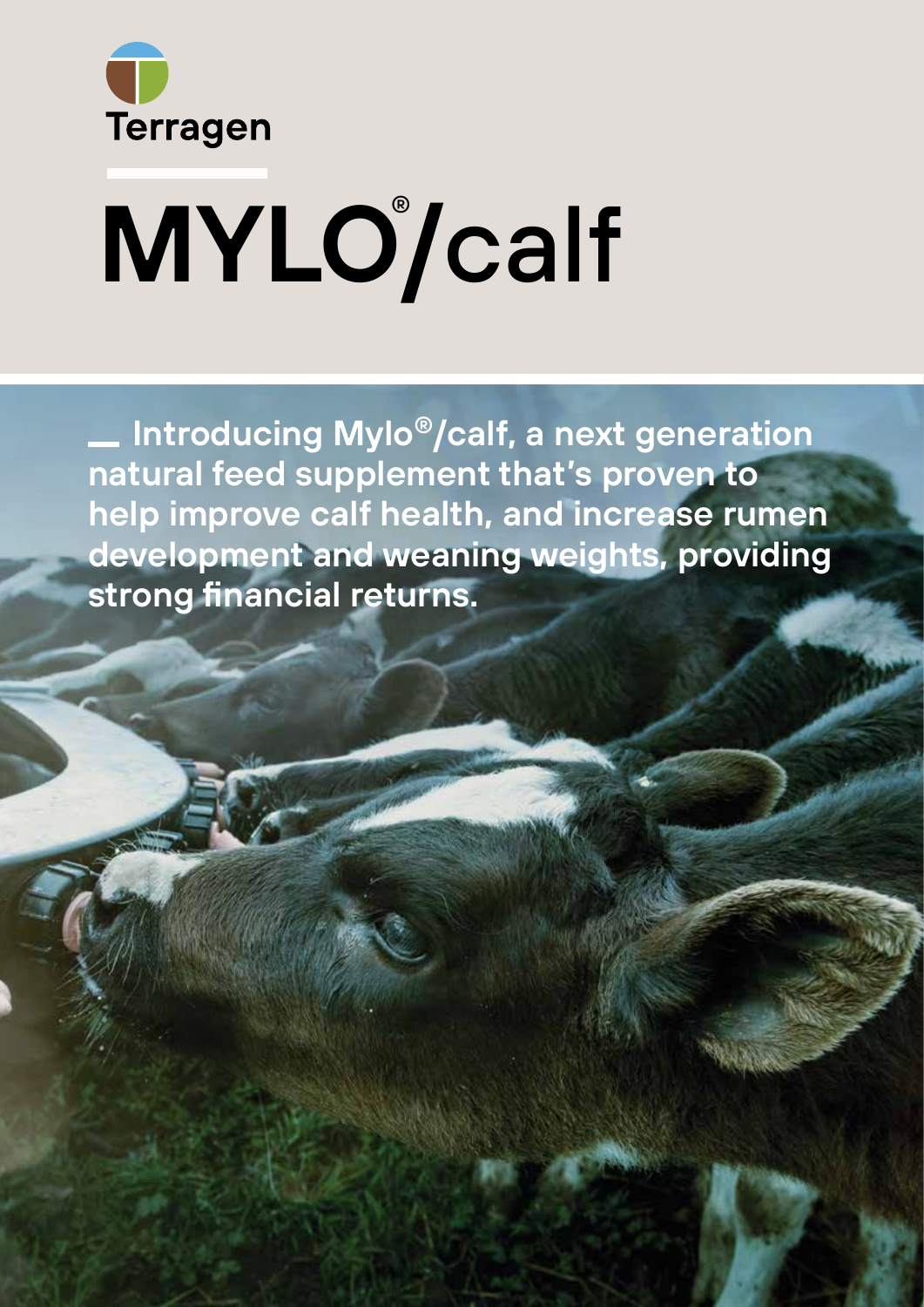Terragen

# MYLO®/calf

**Introducing Mylo®/calf, a next generation natural feed supplement that's proven to help improve calf health, and increase rumen development and weaning weights, providing strong financial returns.**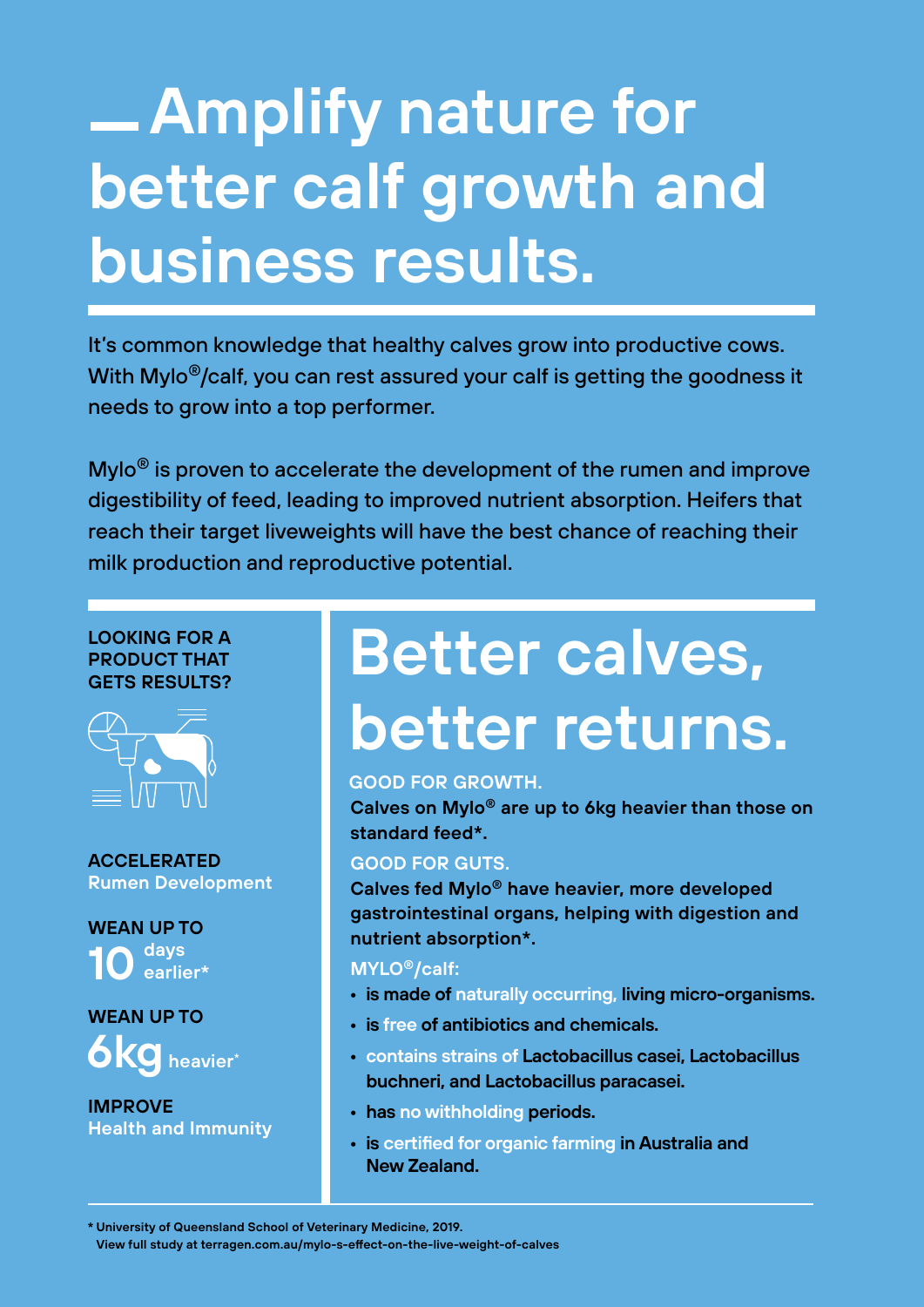# Amplify nature for better calf growth and business results.

It's common knowledge that healthy calves grow into productive cows. With Mylo®/calf, you can rest assured your calf is getting the goodness it needs to grow into a top performer.

Mylo® is proven to accelerate the development of the rumen and improve digestibility of feed, leading to improved nutrient absorption. Heifers that reach their target liveweights will have the best chance of reaching their milk production and reproductive potential.

**LOOKING FOR A PRODUCT THAT GETS RESULTS?**

**ACCELERATED**
Rumen Development

**WEAN UP TO**
**10** days earlier*

**WEAN UP TO**
**6kg** heavier*

**IMPROVE**
Health and Immunity

# Better calves, better returns.

**GOOD FOR GROWTH.**

**Calves on Mylo® are up to 6kg heavier than those on standard feed*.**

**GOOD FOR GUTS.**

**Calves fed Mylo® have heavier, more developed gastrointestinal organs, helping with digestion and nutrient absorption*.**

**MYLO®/calf:**

- is made of naturally occurring, living micro-organisms.
- is free of antibiotics and chemicals.
- contains strains of Lactobacillus casei, Lactobacillus buchneri, and Lactobacillus paracasei.
- has no withholding periods.
- is certified for organic farming in Australia and New Zealand.

\* University of Queensland School of Veterinary Medicine, 2019.
View full study at terragen.com.au/mylo-s-effect-on-the-live-weight-of-calves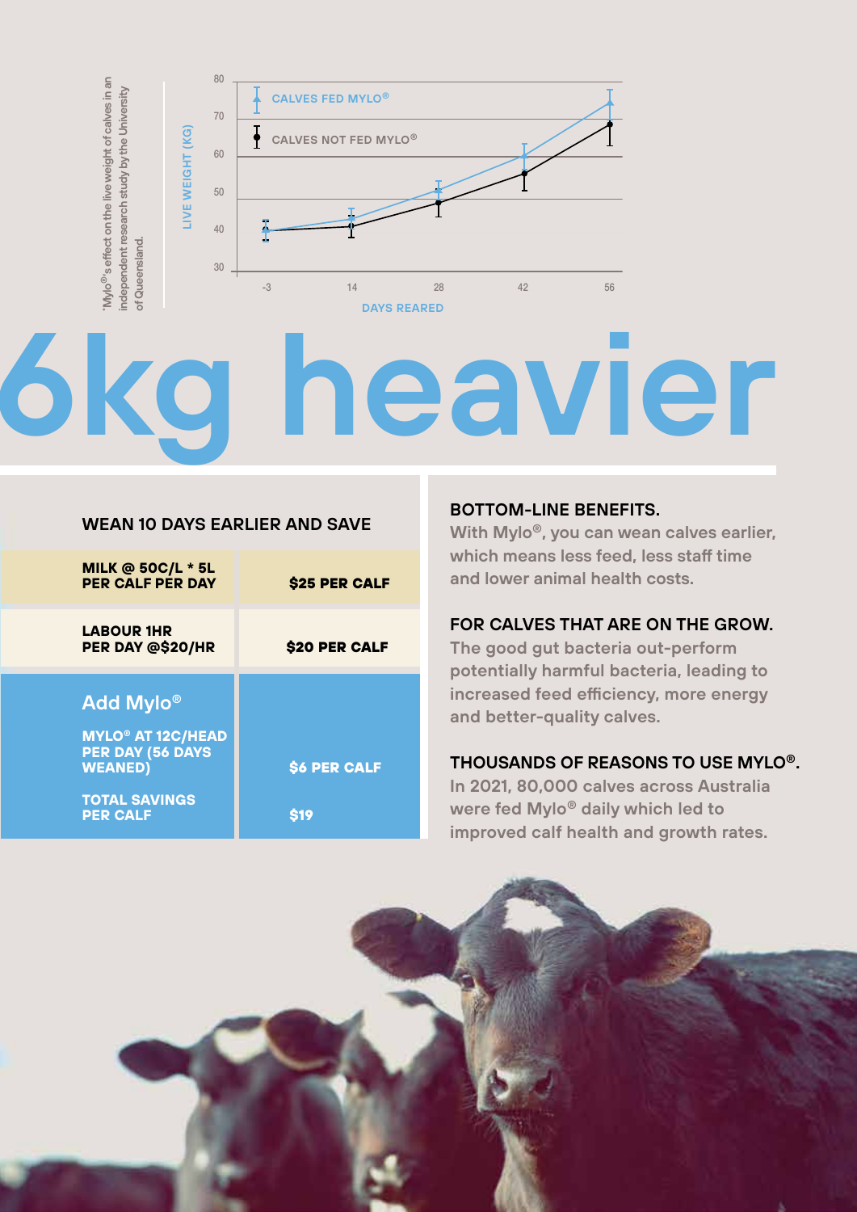*Mylo®'s effect on the live weight of calves in an independent research study by the University of Queensland.

LIVE WEIGHT (KG)

CALVES FED MYLO®

CALVES NOT FED MYLO®

DAYS REARED

# 6kg heavier

## WEAN 10 DAYS EARLIER AND SAVE

| | |
|---|---|
| **MILK @ 50C/L * 5L PER CALF PER DAY** | **$25 PER CALF** |
| **LABOUR 1HR PER DAY @$20/HR** | **$20 PER CALF** |
| **Add Mylo®** | |
| **MYLO® AT 12C/HEAD PER DAY (56 DAYS WEANED)** | **$6 PER CALF** |
| **TOTAL SAVINGS PER CALF** | **$19** |

### BOTTOM-LINE BENEFITS.

With Mylo®, you can wean calves earlier, which means less feed, less staff time and lower animal health costs.

### FOR CALVES THAT ARE ON THE GROW.

The good gut bacteria out-perform potentially harmful bacteria, leading to increased feed efficiency, more energy and better-quality calves.

### THOUSANDS OF REASONS TO USE MYLO®.

In 2021, 80,000 calves across Australia were fed Mylo® daily which led to improved calf health and growth rates.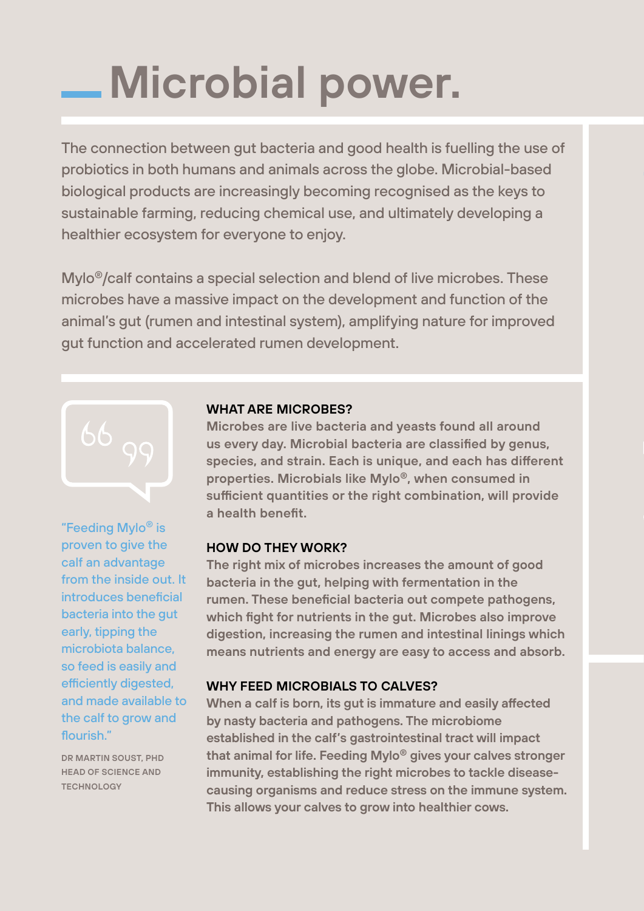# Microbial power.

The connection between gut bacteria and good health is fuelling the use of probiotics in both humans and animals across the globe. Microbial-based biological products are increasingly becoming recognised as the keys to sustainable farming, reducing chemical use, and ultimately developing a healthier ecosystem for everyone to enjoy.

Mylo®/calf contains a special selection and blend of live microbes. These microbes have a massive impact on the development and function of the animal's gut (rumen and intestinal system), amplifying nature for improved gut function and accelerated rumen development.

"Feeding Mylo® is proven to give the calf an advantage from the inside out. It introduces beneficial bacteria into the gut early, tipping the microbiota balance, so feed is easily and efficiently digested, and made available to the calf to grow and flourish."

DR MARTIN SOUST, PHD
HEAD OF SCIENCE AND TECHNOLOGY

### WHAT ARE MICROBES?

**Microbes are live bacteria and yeasts found all around us every day. Microbial bacteria are classified by genus, species, and strain. Each is unique, and each has different properties. Microbials like Mylo®, when consumed in sufficient quantities or the right combination, will provide a health benefit.**

### HOW DO THEY WORK?

**The right mix of microbes increases the amount of good bacteria in the gut, helping with fermentation in the rumen. These beneficial bacteria out compete pathogens, which fight for nutrients in the gut. Microbes also improve digestion, increasing the rumen and intestinal linings which means nutrients and energy are easy to access and absorb.**

### WHY FEED MICROBIALS TO CALVES?

**When a calf is born, its gut is immature and easily affected by nasty bacteria and pathogens. The microbiome established in the calf's gastrointestinal tract will impact that animal for life. Feeding Mylo® gives your calves stronger immunity, establishing the right microbes to tackle disease-causing organisms and reduce stress on the immune system. This allows your calves to grow into healthier cows.**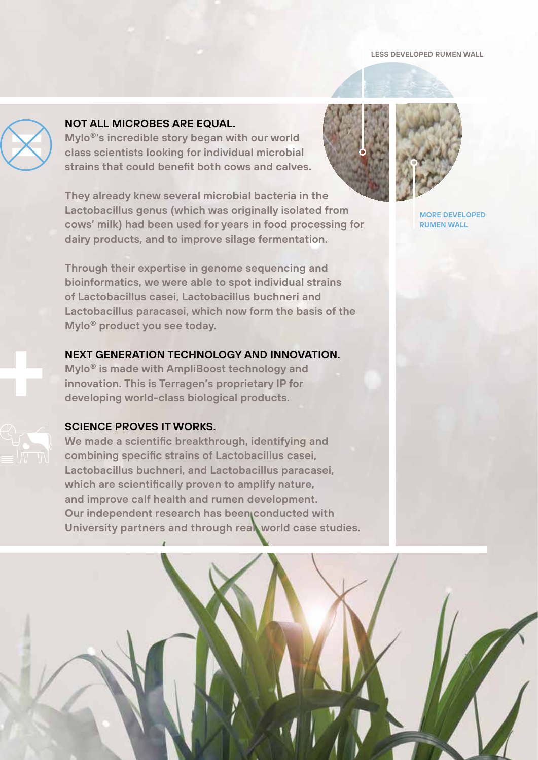LESS DEVELOPED RUMEN WALL

MORE DEVELOPED RUMEN WALL

## NOT ALL MICROBES ARE EQUAL.

Mylo®'s incredible story began with our world class scientists looking for individual microbial strains that could benefit both cows and calves.

They already knew several microbial bacteria in the Lactobacillus genus (which was originally isolated from cows' milk) had been used for years in food processing for dairy products, and to improve silage fermentation.

Through their expertise in genome sequencing and bioinformatics, we were able to spot individual strains of Lactobacillus casei, Lactobacillus buchneri and Lactobacillus paracasei, which now form the basis of the Mylo® product you see today.

## NEXT GENERATION TECHNOLOGY AND INNOVATION.

Mylo® is made with AmpliBoost technology and innovation. This is Terragen's proprietary IP for developing world-class biological products.

## SCIENCE PROVES IT WORKS.

We made a scientific breakthrough, identifying and combining specific strains of Lactobacillus casei, Lactobacillus buchneri, and Lactobacillus paracasei, which are scientifically proven to amplify nature, and improve calf health and rumen development. Our independent research has been conducted with University partners and through real world case studies.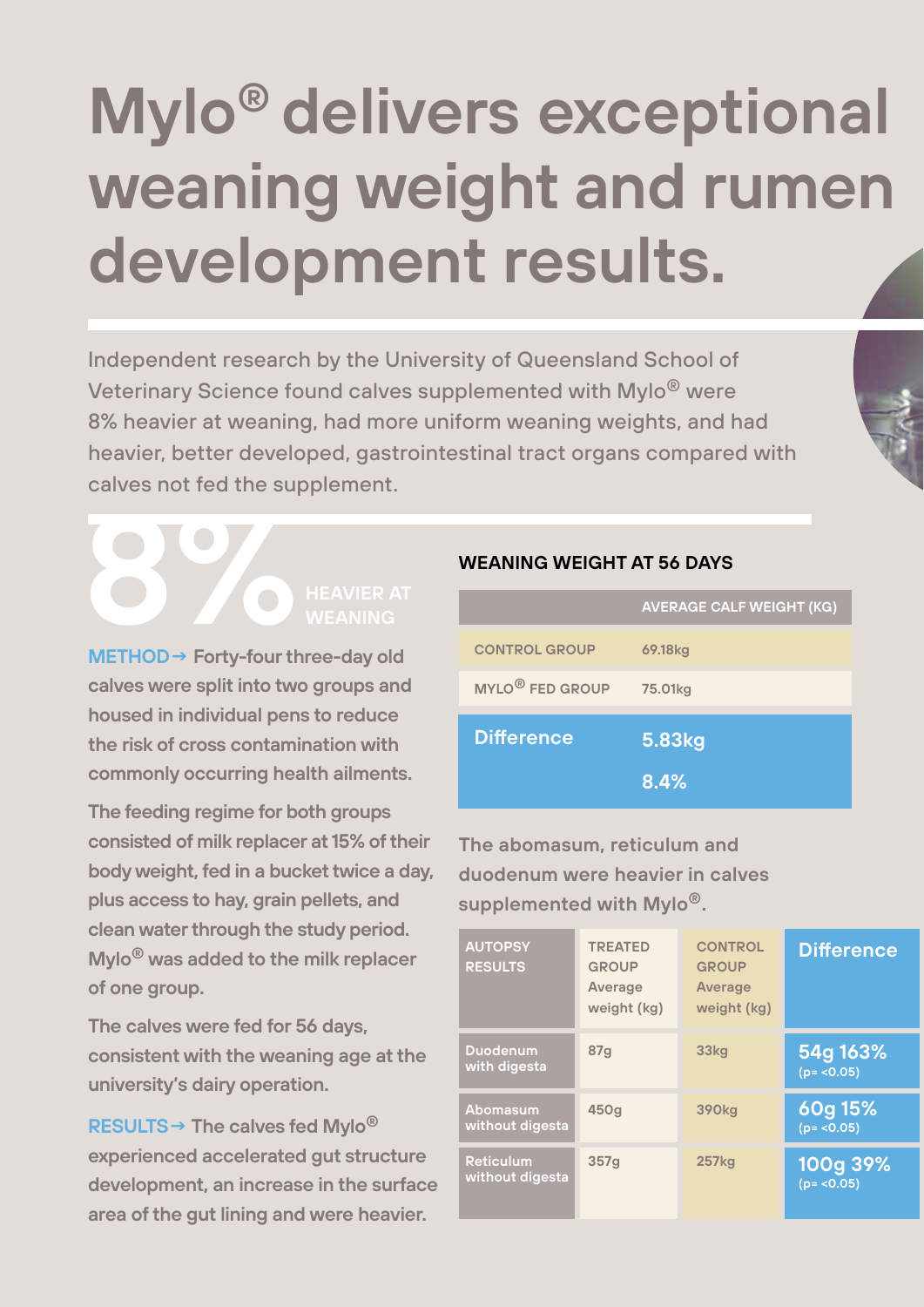# Mylo® delivers exceptional weaning weight and rumen development results.

Independent research by the University of Queensland School of Veterinary Science found calves supplemented with Mylo® were 8% heavier at weaning, had more uniform weaning weights, and had heavier, better developed, gastrointestinal tract organs compared with calves not fed the supplement.

**8%** HEAVIER AT WEANING

**METHOD →** Forty-four three-day old calves were split into two groups and housed in individual pens to reduce the risk of cross contamination with commonly occurring health ailments.

The feeding regime for both groups consisted of milk replacer at 15% of their body weight, fed in a bucket twice a day, plus access to hay, grain pellets, and clean water through the study period. Mylo® was added to the milk replacer of one group.

The calves were fed for 56 days, consistent with the weaning age at the university's dairy operation.

**RESULTS →** The calves fed Mylo® experienced accelerated gut structure development, an increase in the surface area of the gut lining and were heavier.

### WEANING WEIGHT AT 56 DAYS

| | AVERAGE CALF WEIGHT (KG) |
|---|---|
| CONTROL GROUP | 69.18kg |
| MYLO® FED GROUP | 75.01kg |
| **Difference** | **5.83kg** **8.4%** |

The abomasum, reticulum and duodenum were heavier in calves supplemented with Mylo®.

| AUTOPSY RESULTS | TREATED GROUP Average weight (kg) | CONTROL GROUP Average weight (kg) | Difference |
|---|---|---|---|
| Duodenum with digesta | 87g | 33kg | **54g 163%** ($p < 0.05$) |
| Abomasum without digesta | 450g | 390kg | **60g 15%** ($p < 0.05$) |
| Reticulum without digesta | 357g | 257kg | **100g 39%** ($p < 0.05$) |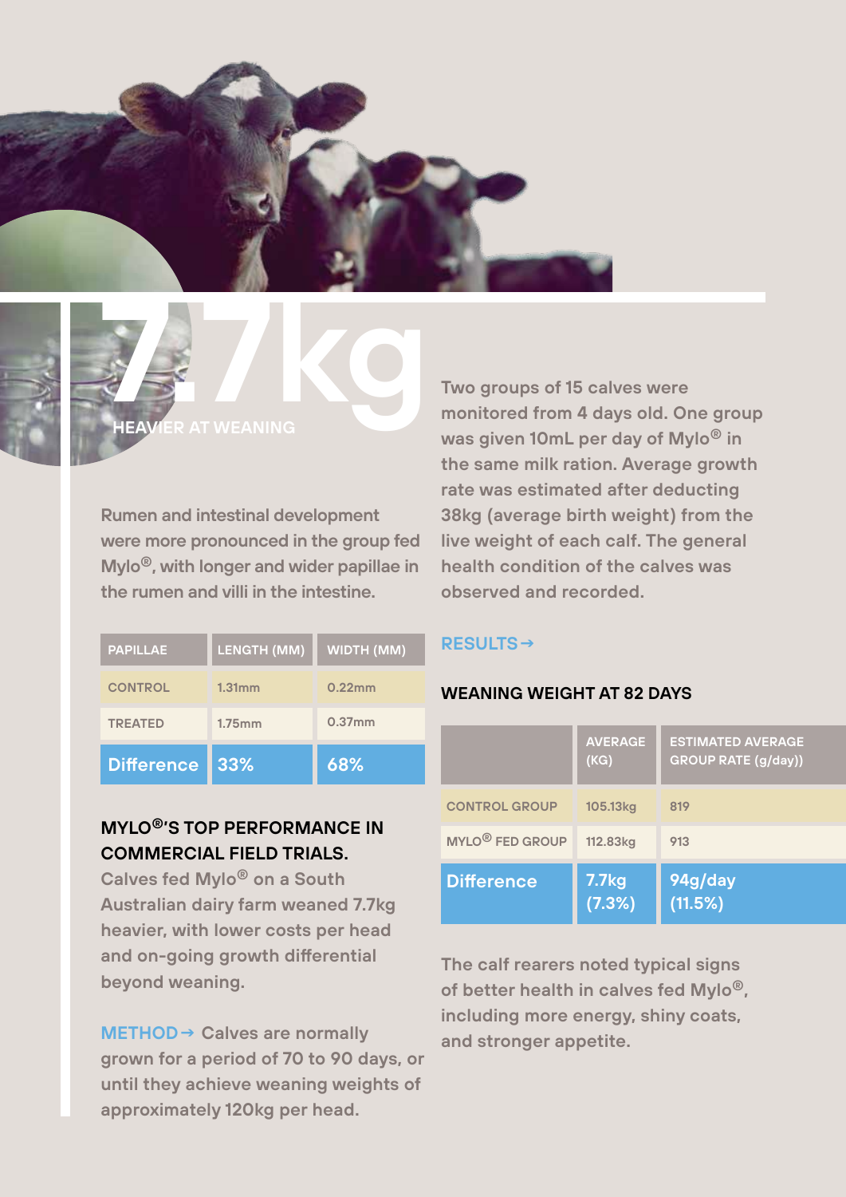# 7.7kg

HEAVIER AT WEANING

Rumen and intestinal development were more pronounced in the group fed Mylo®, with longer and wider papillae in the rumen and villi in the intestine.

| PAPILLAE | LENGTH (MM) | WIDTH (MM) |
|---|---|---|
| CONTROL | 1.31mm | 0.22mm |
| TREATED | 1.75mm | 0.37mm |
| Difference | 33% | 68% |

## MYLO®'S TOP PERFORMANCE IN COMMERCIAL FIELD TRIALS.

Calves fed Mylo® on a South Australian dairy farm weaned 7.7kg heavier, with lower costs per head and on-going growth differential beyond weaning.

**METHOD→** Calves are normally grown for a period of 70 to 90 days, or until they achieve weaning weights of approximately 120kg per head.

Two groups of 15 calves were monitored from 4 days old. One group was given 10mL per day of Mylo® in the same milk ration. Average growth rate was estimated after deducting 38kg (average birth weight) from the live weight of each calf. The general health condition of the calves was observed and recorded.

**RESULTS→**

### WEANING WEIGHT AT 82 DAYS

| | AVERAGE (KG) | ESTIMATED AVERAGE GROUP RATE (g/day)) |
|---|---|---|
| CONTROL GROUP | 105.13kg | 819 |
| MYLO® FED GROUP | 112.83kg | 913 |
| Difference | 7.7kg (7.3%) | 94g/day (11.5%) |

The calf rearers noted typical signs of better health in calves fed Mylo®, including more energy, shiny coats, and stronger appetite.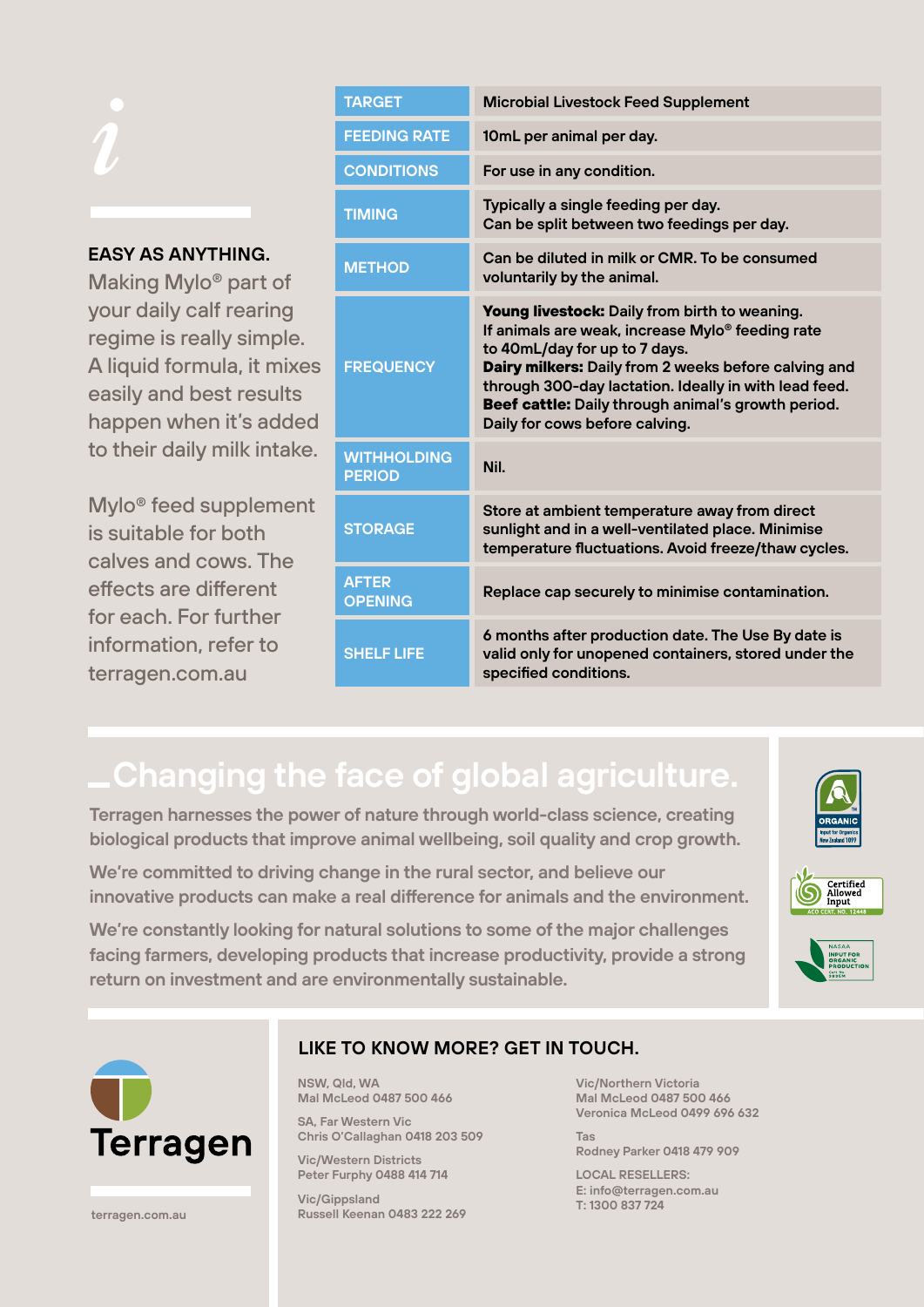**EASY AS ANYTHING.**

Making Mylo® part of your daily calf rearing regime is really simple. A liquid formula, it mixes easily and best results happen when it's added to their daily milk intake.

Mylo® feed supplement is suitable for both calves and cows. The effects are different for each. For further information, refer to terragen.com.au

| | |
|---|---|
| TARGET | Microbial Livestock Feed Supplement |
| FEEDING RATE | 10mL per animal per day. |
| CONDITIONS | For use in any condition. |
| TIMING | Typically a single feeding per day. Can be split between two feedings per day. |
| METHOD | Can be diluted in milk or CMR. To be consumed voluntarily by the animal. |
| FREQUENCY | **Young livestock:** Daily from birth to weaning. If animals are weak, increase Mylo® feeding rate to 40mL/day for up to 7 days. **Dairy milkers:** Daily from 2 weeks before calving and through 300-day lactation. Ideally in with lead feed. **Beef cattle:** Daily through animal's growth period. Daily for cows before calving. |
| WITHHOLDING PERIOD | Nil. |
| STORAGE | Store at ambient temperature away from direct sunlight and in a well-ventilated place. Minimise temperature fluctuations. Avoid freeze/thaw cycles. |
| AFTER OPENING | Replace cap securely to minimise contamination. |
| SHELF LIFE | 6 months after production date. The Use By date is valid only for unopened containers, stored under the specified conditions. |

## Changing the face of global agriculture.

Terragen harnesses the power of nature through world-class science, creating biological products that improve animal wellbeing, soil quality and crop growth.

We're committed to driving change in the rural sector, and believe our innovative products can make a real difference for animals and the environment.

We're constantly looking for natural solutions to some of the major challenges facing farmers, developing products that increase productivity, provide a strong return on investment and are environmentally sustainable.

ORGANIC Input for Organics New Zealand 1077

Certified Allowed Input ACO CERT. NO. 12448

NASAA INPUT FOR ORGANIC PRODUCTION

Terragen

terragen.com.au

### LIKE TO KNOW MORE? GET IN TOUCH.

NSW, Qld, WA
Mal McLeod 0487 500 466

SA, Far Western Vic
Chris O'Callaghan 0418 203 509

Vic/Western Districts
Peter Furphy 0488 414 714

Vic/Gippsland
Russell Keenan 0483 222 269

Vic/Northern Victoria
Mal McLeod 0487 500 466
Veronica McLeod 0499 696 632

Tas
Rodney Parker 0418 479 909

LOCAL RESELLERS:
E: info@terragen.com.au
T: 1300 837 724